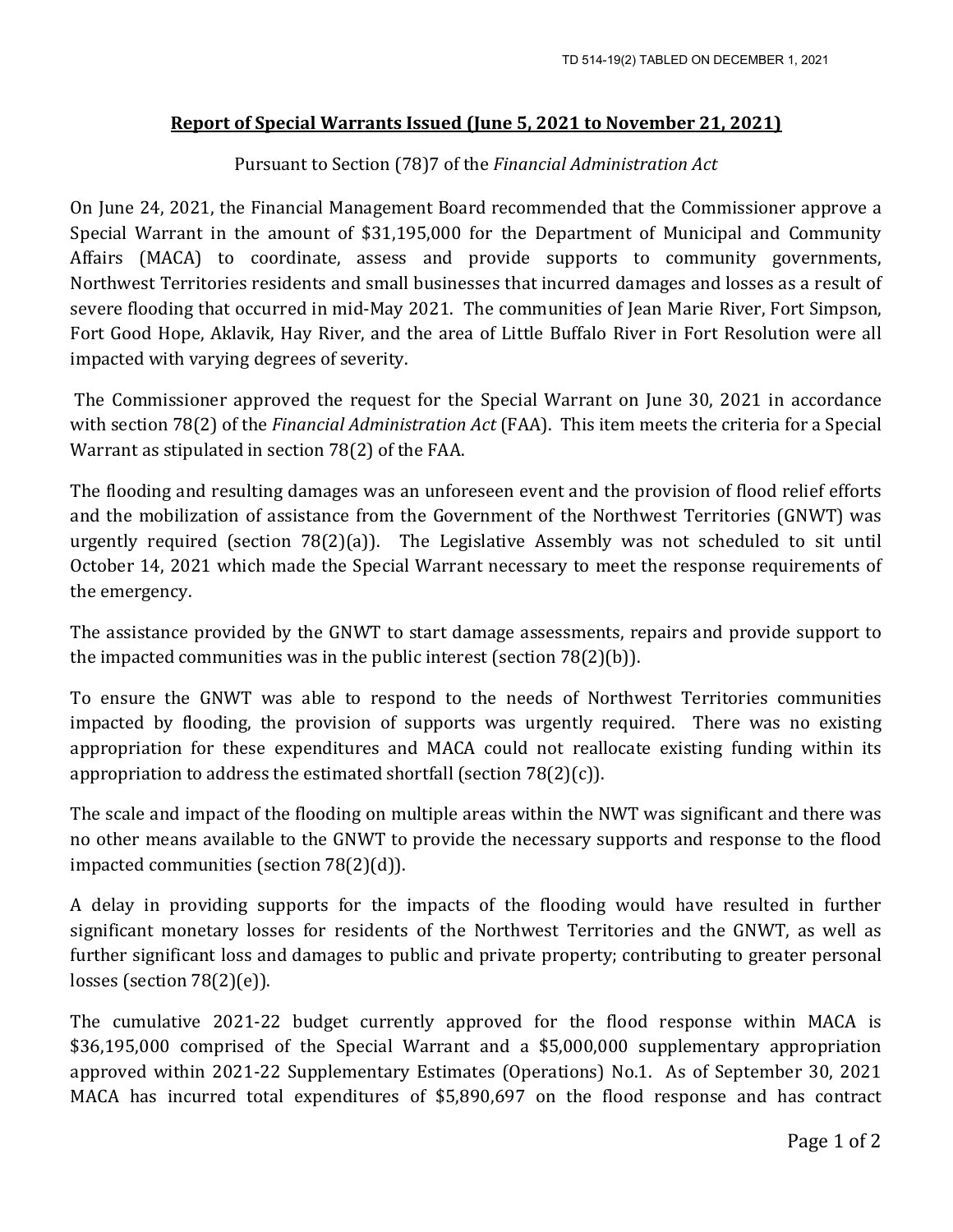TD 514-19(2) TABLED ON DECEMBER 1, 2021

## Report of Special Warrants Issued (June 5, 2021 to November 21, 2021)

Pursuant to Section (78)7 of the *Financial Administration Act*

On June 24, 2021, the Financial Management Board recommended that the Commissioner approve a Special Warrant in the amount of $31,195,000 for the Department of Municipal and Community Affairs (MACA) to coordinate, assess and provide supports to community governments, Northwest Territories residents and small businesses that incurred damages and losses as a result of severe flooding that occurred in mid-May 2021. The communities of Jean Marie River, Fort Simpson, Fort Good Hope, Aklavik, Hay River, and the area of Little Buffalo River in Fort Resolution were all impacted with varying degrees of severity.

The Commissioner approved the request for the Special Warrant on June 30, 2021 in accordance with section 78(2) of the *Financial Administration Act* (FAA). This item meets the criteria for a Special Warrant as stipulated in section 78(2) of the FAA.

The flooding and resulting damages was an unforeseen event and the provision of flood relief efforts and the mobilization of assistance from the Government of the Northwest Territories (GNWT) was urgently required (section 78(2)(a)). The Legislative Assembly was not scheduled to sit until October 14, 2021 which made the Special Warrant necessary to meet the response requirements of the emergency.

The assistance provided by the GNWT to start damage assessments, repairs and provide support to the impacted communities was in the public interest (section 78(2)(b)).

To ensure the GNWT was able to respond to the needs of Northwest Territories communities impacted by flooding, the provision of supports was urgently required. There was no existing appropriation for these expenditures and MACA could not reallocate existing funding within its appropriation to address the estimated shortfall (section 78(2)(c)).

The scale and impact of the flooding on multiple areas within the NWT was significant and there was no other means available to the GNWT to provide the necessary supports and response to the flood impacted communities (section 78(2)(d)).

A delay in providing supports for the impacts of the flooding would have resulted in further significant monetary losses for residents of the Northwest Territories and the GNWT, as well as further significant loss and damages to public and private property; contributing to greater personal losses (section 78(2)(e)).

The cumulative 2021-22 budget currently approved for the flood response within MACA is $36,195,000 comprised of the Special Warrant and a $5,000,000 supplementary appropriation approved within 2021-22 Supplementary Estimates (Operations) No.1. As of September 30, 2021 MACA has incurred total expenditures of $5,890,697 on the flood response and has contract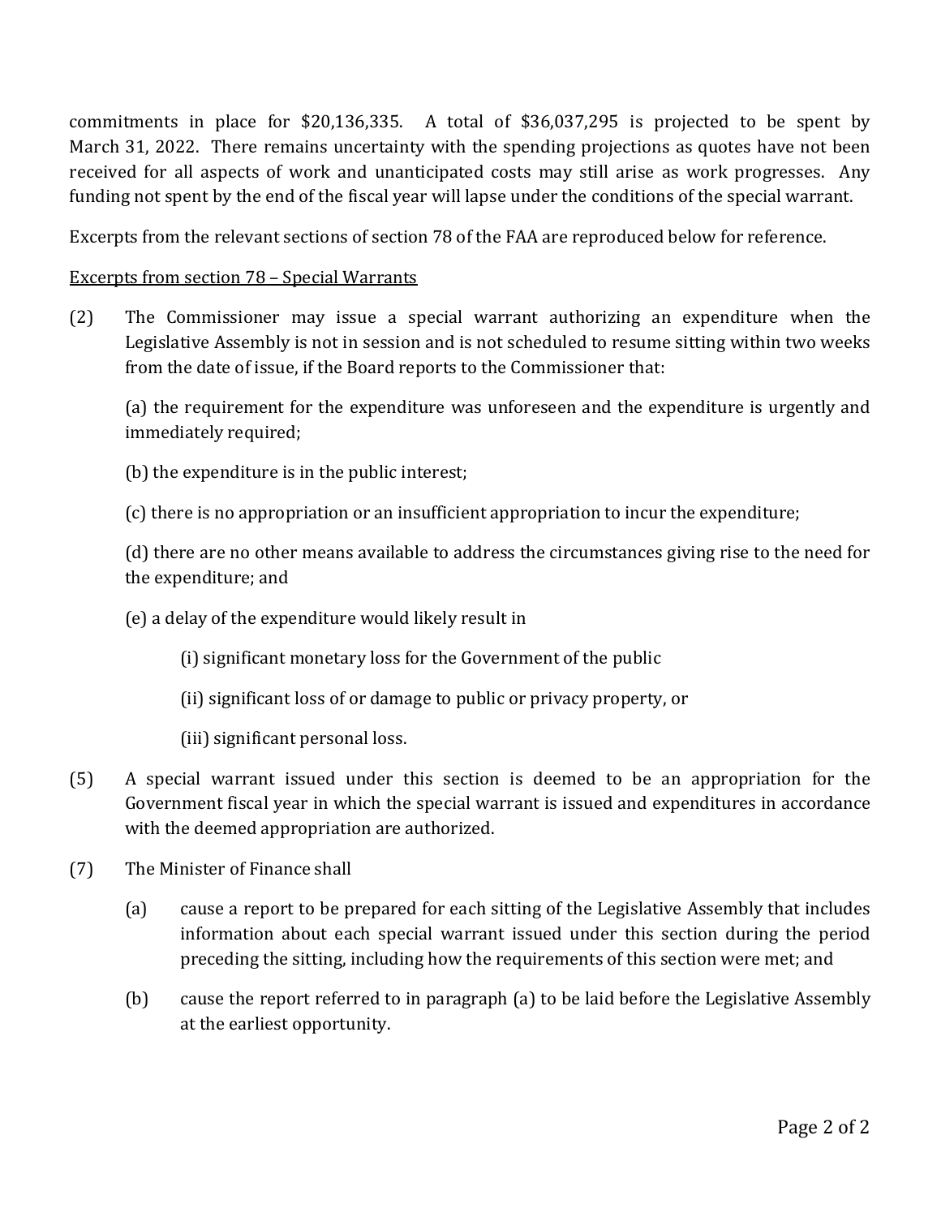commitments in place for $20,136,335. A total of $36,037,295 is projected to be spent by March 31, 2022. There remains uncertainty with the spending projections as quotes have not been received for all aspects of work and unanticipated costs may still arise as work progresses. Any funding not spent by the end of the fiscal year will lapse under the conditions of the special warrant.

Excerpts from the relevant sections of section 78 of the FAA are reproduced below for reference.

<u>Excerpts from section 78 – Special Warrants</u>

(2) The Commissioner may issue a special warrant authorizing an expenditure when the Legislative Assembly is not in session and is not scheduled to resume sitting within two weeks from the date of issue, if the Board reports to the Commissioner that:

(a) the requirement for the expenditure was unforeseen and the expenditure is urgently and immediately required;

(b) the expenditure is in the public interest;

(c) there is no appropriation or an insufficient appropriation to incur the expenditure;

(d) there are no other means available to address the circumstances giving rise to the need for the expenditure; and

(e) a delay of the expenditure would likely result in

(i) significant monetary loss for the Government of the public

(ii) significant loss of or damage to public or privacy property, or

(iii) significant personal loss.

(5) A special warrant issued under this section is deemed to be an appropriation for the Government fiscal year in which the special warrant is issued and expenditures in accordance with the deemed appropriation are authorized.

(7) The Minister of Finance shall

(a) cause a report to be prepared for each sitting of the Legislative Assembly that includes information about each special warrant issued under this section during the period preceding the sitting, including how the requirements of this section were met; and

(b) cause the report referred to in paragraph (a) to be laid before the Legislative Assembly at the earliest opportunity.